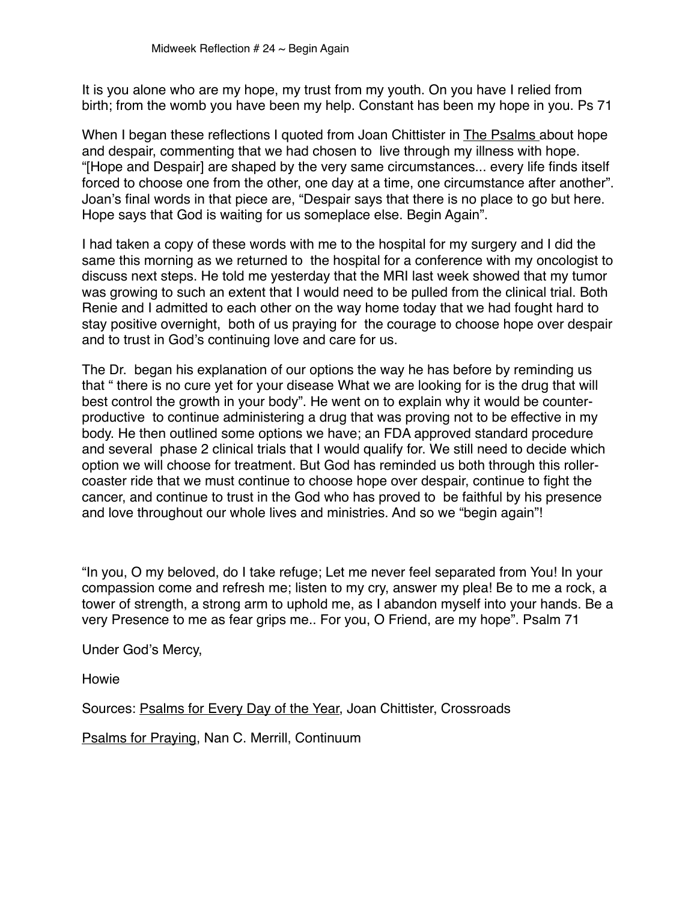# Midweek Reflection # 24 ~ Begin Again

It is you alone who are my hope, my trust from my youth. On you have I relied from birth; from the womb you have been my help. Constant has been my hope in you. Ps 71

When I began these reflections I quoted from Joan Chittister in The Psalms about hope and despair, commenting that we had chosen to live through my illness with hope. "[Hope and Despair] are shaped by the very same circumstances... every life finds itself forced to choose one from the other, one day at a time, one circumstance after another". Joan's final words in that piece are, "Despair says that there is no place to go but here. Hope says that God is waiting for us someplace else. Begin Again".

I had taken a copy of these words with me to the hospital for my surgery and I did the same this morning as we returned to the hospital for a conference with my oncologist to discuss next steps. He told me yesterday that the MRI last week showed that my tumor was growing to such an extent that I would need to be pulled from the clinical trial. Both Renie and I admitted to each other on the way home today that we had fought hard to stay positive overnight, both of us praying for the courage to choose hope over despair and to trust in God's continuing love and care for us.

The Dr. began his explanation of our options the way he has before by reminding us that " there is no cure yet for your disease What we are looking for is the drug that will best control the growth in your body". He went on to explain why it would be counter-productive to continue administering a drug that was proving not to be effective in my body. He then outlined some options we have; an FDA approved standard procedure and several phase 2 clinical trials that I would qualify for. We still need to decide which option we will choose for treatment. But God has reminded us both through this roller-coaster ride that we must continue to choose hope over despair, continue to fight the cancer, and continue to trust in the God who has proved to be faithful by his presence and love throughout our whole lives and ministries. And so we "begin again"!

"In you, O my beloved, do I take refuge; Let me never feel separated from You! In your compassion come and refresh me; listen to my cry, answer my plea! Be to me a rock, a tower of strength, a strong arm to uphold me, as I abandon myself into your hands. Be a very Presence to me as fear grips me.. For you, O Friend, are my hope". Psalm 71

Under God's Mercy,

Howie

Sources: Psalms for Every Day of the Year, Joan Chittister, Crossroads

Psalms for Praying, Nan C. Merrill, Continuum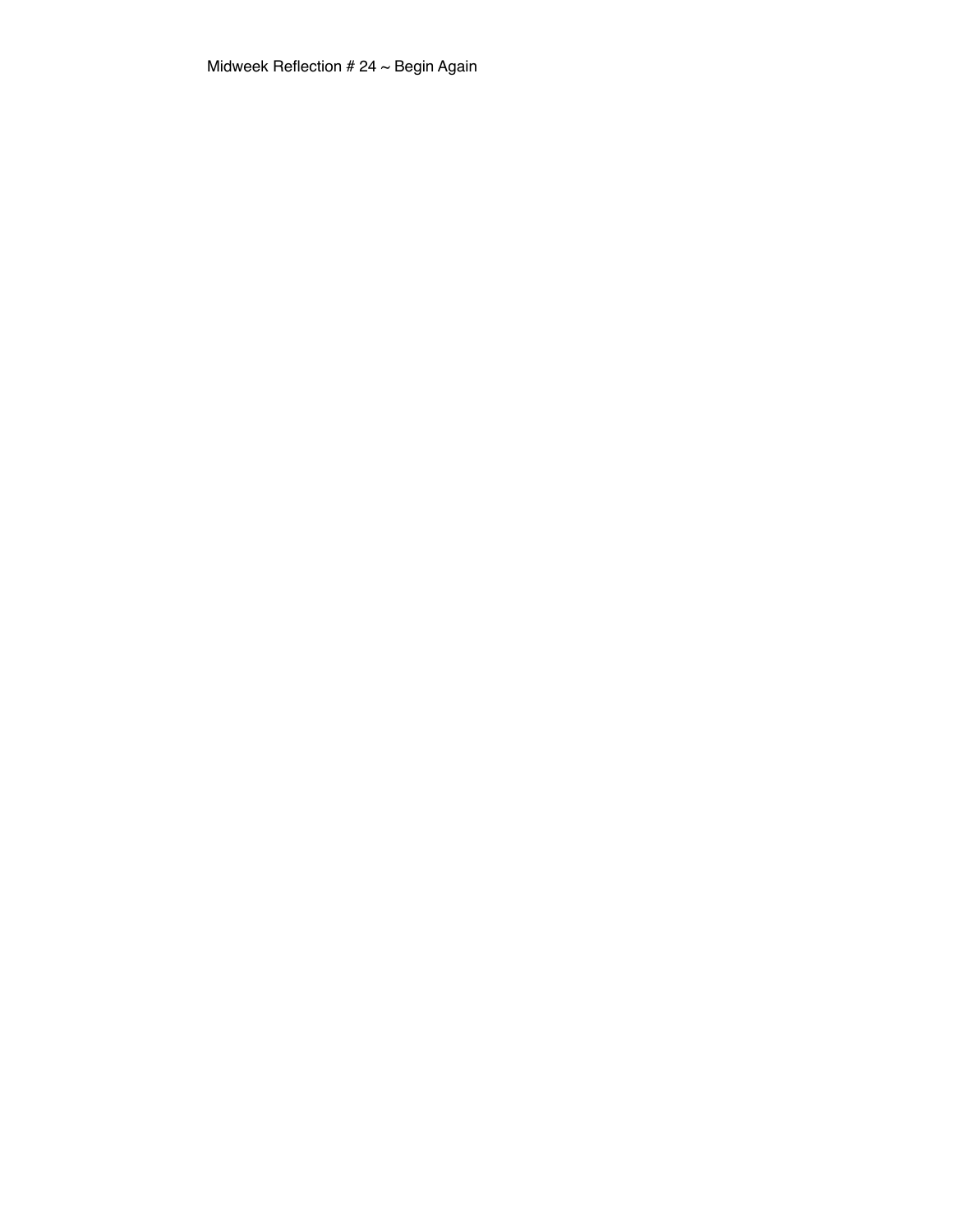Midweek Reflection # 24 ~ Begin Again